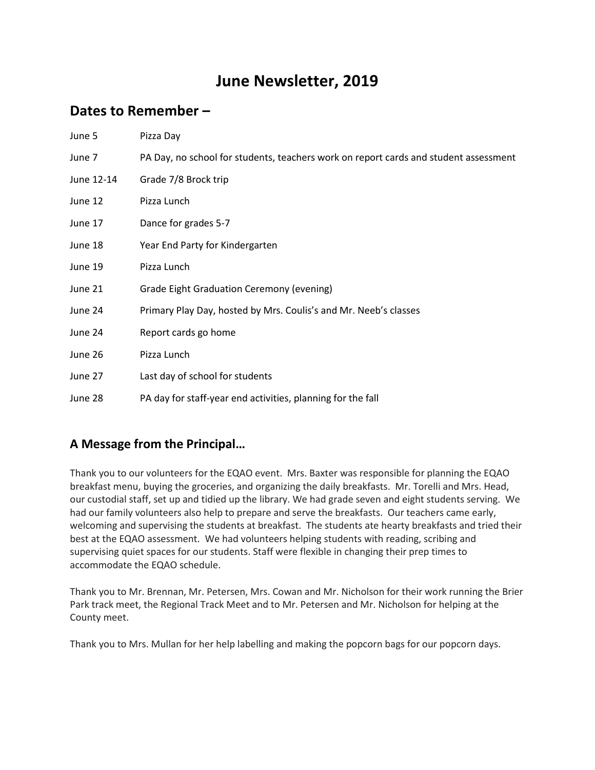# June Newsletter, 2019

## Dates to Remember –

| | |
|---|---|
| June 5 | Pizza Day |
| June 7 | PA Day, no school for students, teachers work on report cards and student assessment |
| June 12-14 | Grade 7/8 Brock trip |
| June 12 | Pizza Lunch |
| June 17 | Dance for grades 5-7 |
| June 18 | Year End Party for Kindergarten |
| June 19 | Pizza Lunch |
| June 21 | Grade Eight Graduation Ceremony (evening) |
| June 24 | Primary Play Day, hosted by Mrs. Coulis's and Mr. Neeb's classes |
| June 24 | Report cards go home |
| June 26 | Pizza Lunch |
| June 27 | Last day of school for students |
| June 28 | PA day for staff-year end activities, planning for the fall |

## A Message from the Principal…

Thank you to our volunteers for the EQAO event. Mrs. Baxter was responsible for planning the EQAO breakfast menu, buying the groceries, and organizing the daily breakfasts. Mr. Torelli and Mrs. Head, our custodial staff, set up and tidied up the library. We had grade seven and eight students serving. We had our family volunteers also help to prepare and serve the breakfasts. Our teachers came early, welcoming and supervising the students at breakfast. The students ate hearty breakfasts and tried their best at the EQAO assessment. We had volunteers helping students with reading, scribing and supervising quiet spaces for our students. Staff were flexible in changing their prep times to accommodate the EQAO schedule.

Thank you to Mr. Brennan, Mr. Petersen, Mrs. Cowan and Mr. Nicholson for their work running the Brier Park track meet, the Regional Track Meet and to Mr. Petersen and Mr. Nicholson for helping at the County meet.

Thank you to Mrs. Mullan for her help labelling and making the popcorn bags for our popcorn days.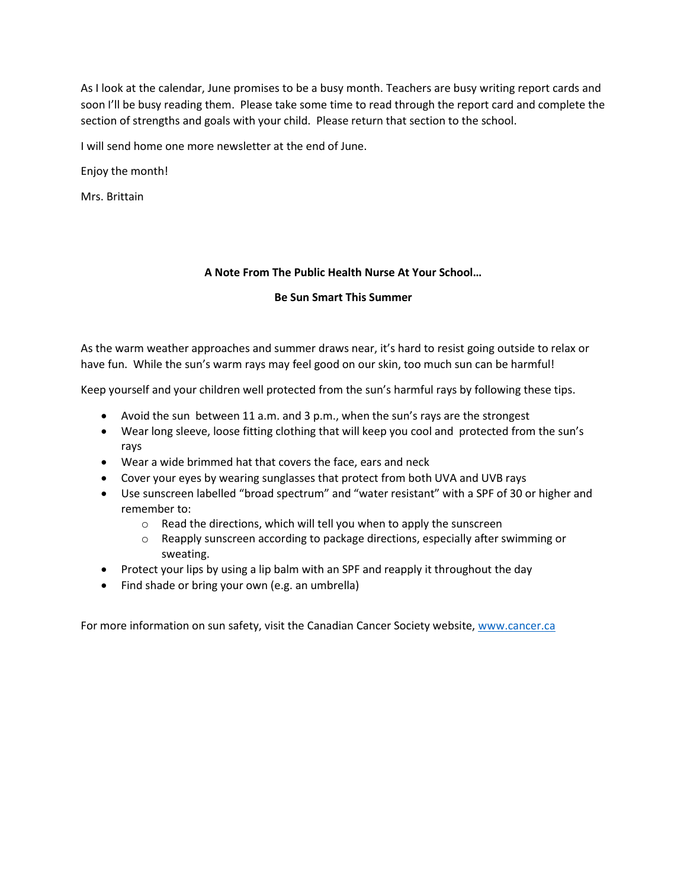As I look at the calendar, June promises to be a busy month. Teachers are busy writing report cards and soon I'll be busy reading them. Please take some time to read through the report card and complete the section of strengths and goals with your child. Please return that section to the school.

I will send home one more newsletter at the end of June.

Enjoy the month!

Mrs. Brittain

**A Note From The Public Health Nurse At Your School…**

**Be Sun Smart This Summer**

As the warm weather approaches and summer draws near, it's hard to resist going outside to relax or have fun. While the sun's warm rays may feel good on our skin, too much sun can be harmful!

Keep yourself and your children well protected from the sun's harmful rays by following these tips.

- Avoid the sun between 11 a.m. and 3 p.m., when the sun's rays are the strongest
- Wear long sleeve, loose fitting clothing that will keep you cool and protected from the sun's rays
- Wear a wide brimmed hat that covers the face, ears and neck
- Cover your eyes by wearing sunglasses that protect from both UVA and UVB rays
- Use sunscreen labelled "broad spectrum" and "water resistant" with a SPF of 30 or higher and remember to:
  - Read the directions, which will tell you when to apply the sunscreen
  - Reapply sunscreen according to package directions, especially after swimming or sweating.
- Protect your lips by using a lip balm with an SPF and reapply it throughout the day
- Find shade or bring your own (e.g. an umbrella)

For more information on sun safety, visit the Canadian Cancer Society website, [www.cancer.ca](http://www.cancer.ca)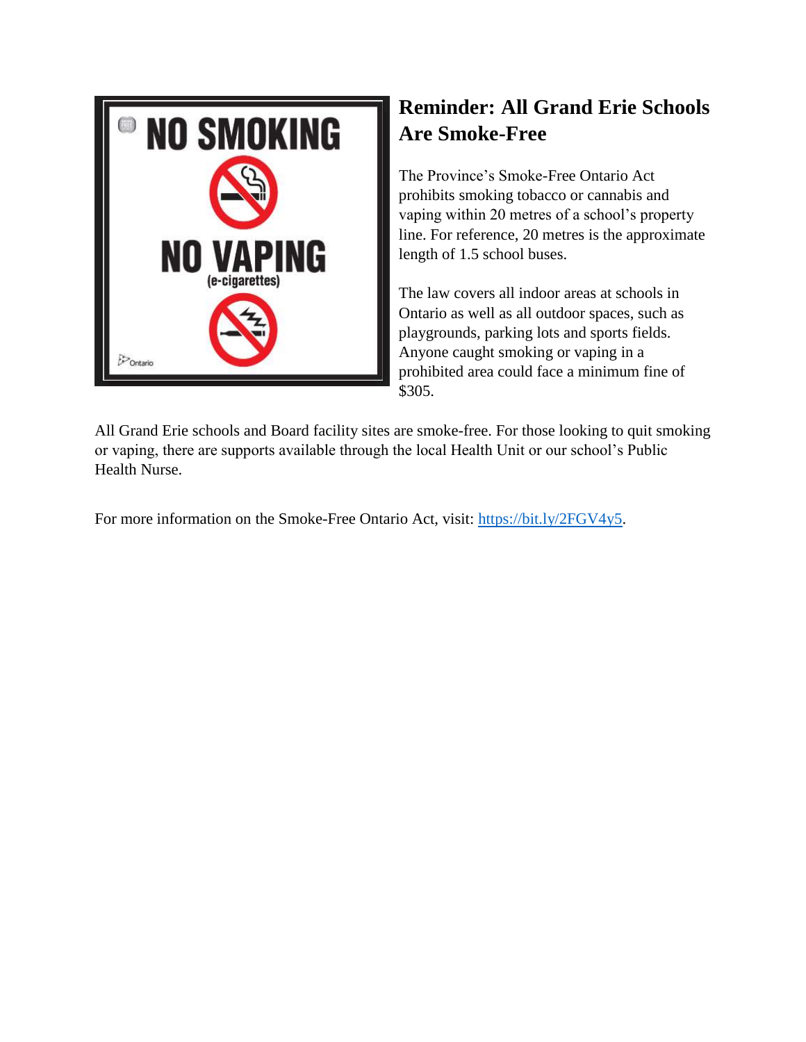## Reminder: All Grand Erie Schools Are Smoke-Free

The Province's Smoke-Free Ontario Act prohibits smoking tobacco or cannabis and vaping within 20 metres of a school's property line. For reference, 20 metres is the approximate length of 1.5 school buses.

The law covers all indoor areas at schools in Ontario as well as all outdoor spaces, such as playgrounds, parking lots and sports fields. Anyone caught smoking or vaping in a prohibited area could face a minimum fine of $305.

All Grand Erie schools and Board facility sites are smoke-free. For those looking to quit smoking or vaping, there are supports available through the local Health Unit or our school's Public Health Nurse.

For more information on the Smoke-Free Ontario Act, visit: [https://bit.ly/2FGV4y5](https://bit.ly/2FGV4y5).